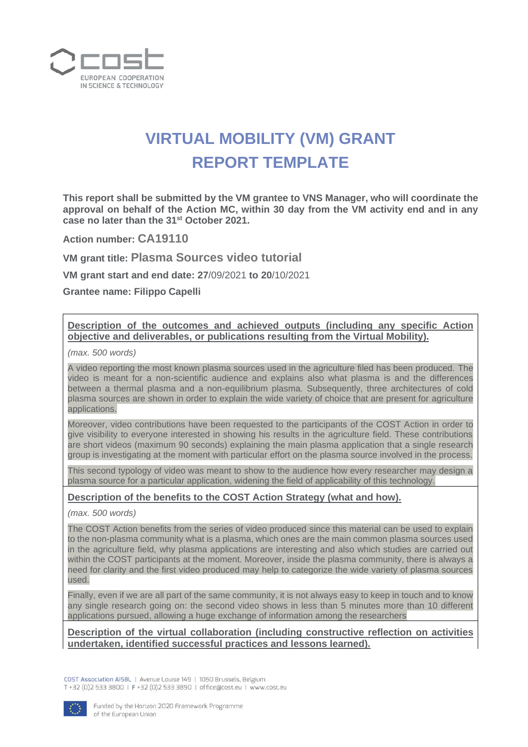# VIRTUAL MOBILITY (VM) GRANT REPORT TEMPLATE

**This report shall be submitted by the VM grantee to VNS Manager, who will coordinate the approval on behalf of the Action MC, within 30 day from the VM activity end and in any case no later than the 31st October 2021.**

**Action number:** CA19110

**VM grant title:** Plasma Sources video tutorial

**VM grant start and end date: 27**/09/2021 **to 20**/10/2021

**Grantee name: Filippo Capelli**

**Description of the outcomes and achieved outputs (including any specific Action objective and deliverables, or publications resulting from the Virtual Mobility).**

*(max. 500 words)*

A video reporting the most known plasma sources used in the agriculture filed has been produced. The video is meant for a non-scientific audience and explains also what plasma is and the differences between a thermal plasma and a non-equilibrium plasma. Subsequently, three architectures of cold plasma sources are shown in order to explain the wide variety of choice that are present for agriculture applications.

Moreover, video contributions have been requested to the participants of the COST Action in order to give visibility to everyone interested in showing his results in the agriculture field. These contributions are short videos (maximum 90 seconds) explaining the main plasma application that a single research group is investigating at the moment with particular effort on the plasma source involved in the process.

This second typology of video was meant to show to the audience how every researcher may design a plasma source for a particular application, widening the field of applicability of this technology.

**Description of the benefits to the COST Action Strategy (what and how).**

*(max. 500 words)*

The COST Action benefits from the series of video produced since this material can be used to explain to the non-plasma community what is a plasma, which ones are the main common plasma sources used in the agriculture field, why plasma applications are interesting and also which studies are carried out within the COST participants at the moment. Moreover, inside the plasma community, there is always a need for clarity and the first video produced may help to categorize the wide variety of plasma sources used.

Finally, even if we are all part of the same community, it is not always easy to keep in touch and to know any single research going on: the second video shows in less than 5 minutes more than 10 different applications pursued, allowing a huge exchange of information among the researchers

**Description of the virtual collaboration (including constructive reflection on activities undertaken, identified successful practices and lessons learned).**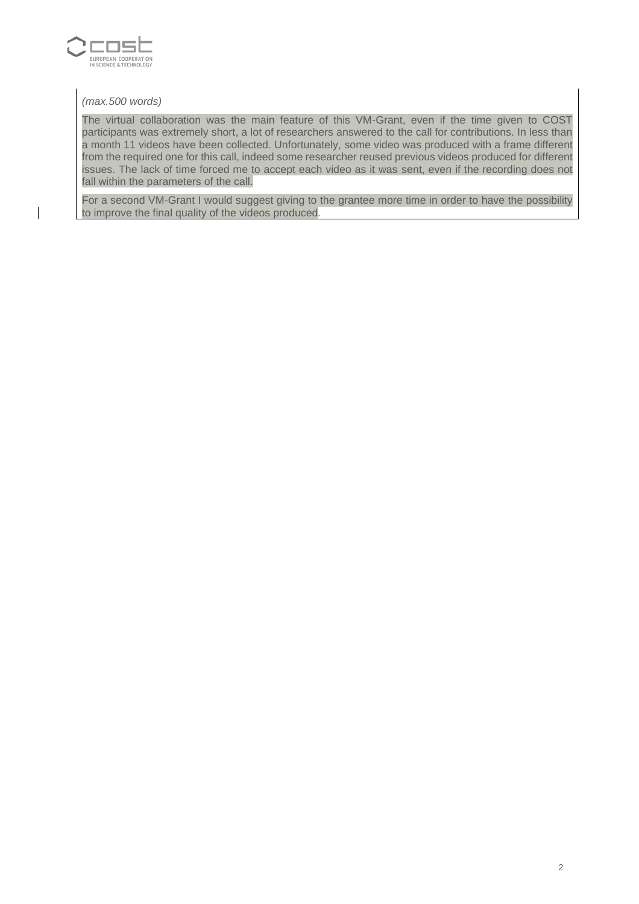*(max.500 words)*

The virtual collaboration was the main feature of this VM-Grant, even if the time given to COST participants was extremely short, a lot of researchers answered to the call for contributions. In less than a month 11 videos have been collected. Unfortunately, some video was produced with a frame different from the required one for this call, indeed some researcher reused previous videos produced for different issues. The lack of time forced me to accept each video as it was sent, even if the recording does not fall within the parameters of the call.

For a second VM-Grant I would suggest giving to the grantee more time in order to have the possibility to improve the final quality of the videos produced.